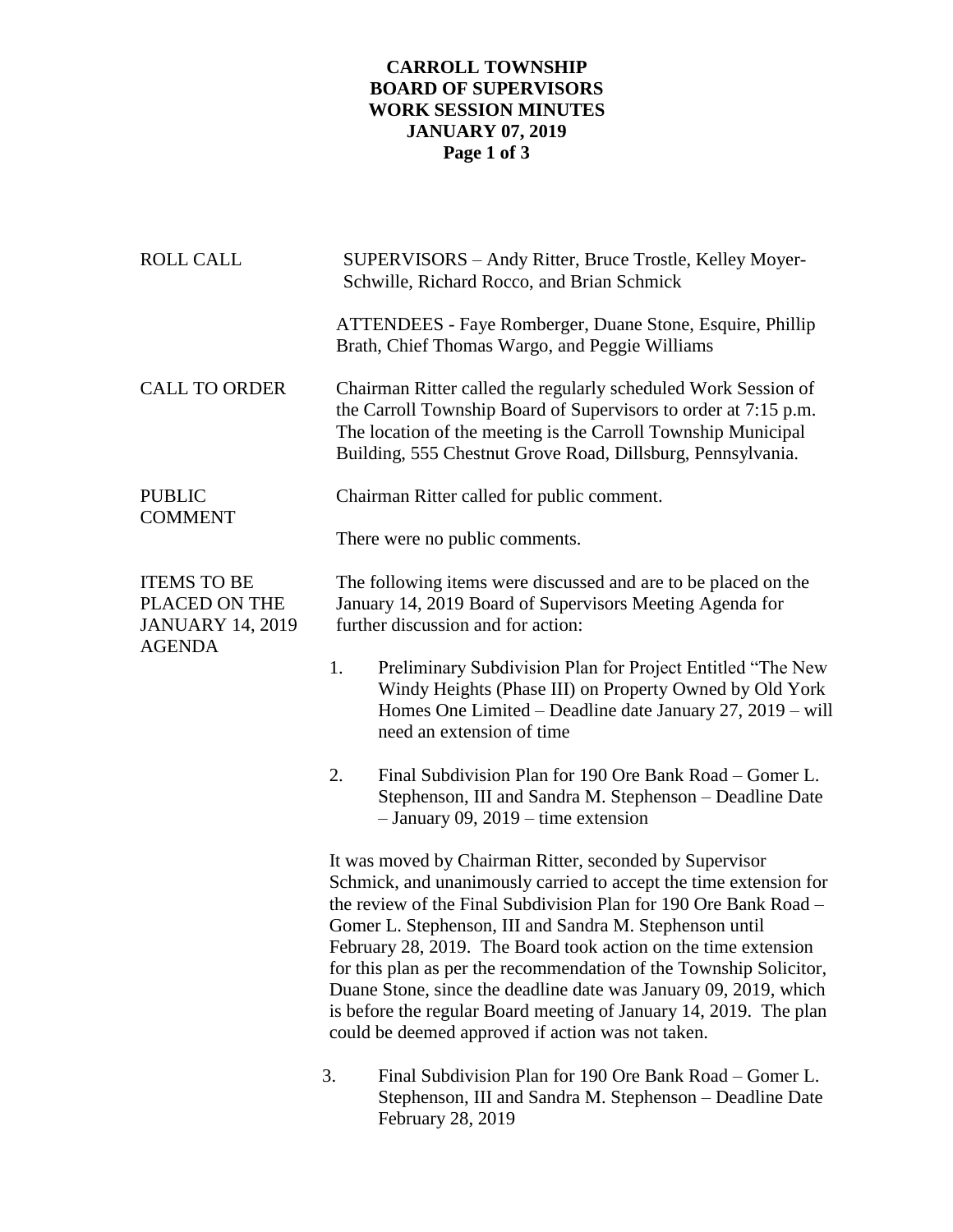# CARROLL TOWNSHIP
# BOARD OF SUPERVISORS
# WORK SESSION MINUTES
# JANUARY 07, 2019

**ROLL CALL**

SUPERVISORS – Andy Ritter, Bruce Trostle, Kelley Moyer-Schwille, Richard Rocco, and Brian Schmick

ATTENDEES - Faye Romberger, Duane Stone, Esquire, Phillip Brath, Chief Thomas Wargo, and Peggie Williams

**CALL TO ORDER**

Chairman Ritter called the regularly scheduled Work Session of the Carroll Township Board of Supervisors to order at 7:15 p.m. The location of the meeting is the Carroll Township Municipal Building, 555 Chestnut Grove Road, Dillsburg, Pennsylvania.

**PUBLIC COMMENT**

Chairman Ritter called for public comment.

There were no public comments.

**ITEMS TO BE PLACED ON THE JANUARY 14, 2019 AGENDA**

The following items were discussed and are to be placed on the January 14, 2019 Board of Supervisors Meeting Agenda for further discussion and for action:

1. Preliminary Subdivision Plan for Project Entitled "The New Windy Heights (Phase III) on Property Owned by Old York Homes One Limited – Deadline date January 27, 2019 – will need an extension of time

2. Final Subdivision Plan for 190 Ore Bank Road – Gomer L. Stephenson, III and Sandra M. Stephenson – Deadline Date – January 09, 2019 – time extension

It was moved by Chairman Ritter, seconded by Supervisor Schmick, and unanimously carried to accept the time extension for the review of the Final Subdivision Plan for 190 Ore Bank Road – Gomer L. Stephenson, III and Sandra M. Stephenson until February 28, 2019. The Board took action on the time extension for this plan as per the recommendation of the Township Solicitor, Duane Stone, since the deadline date was January 09, 2019, which is before the regular Board meeting of January 14, 2019. The plan could be deemed approved if action was not taken.

3. Final Subdivision Plan for 190 Ore Bank Road – Gomer L. Stephenson, III and Sandra M. Stephenson – Deadline Date February 28, 2019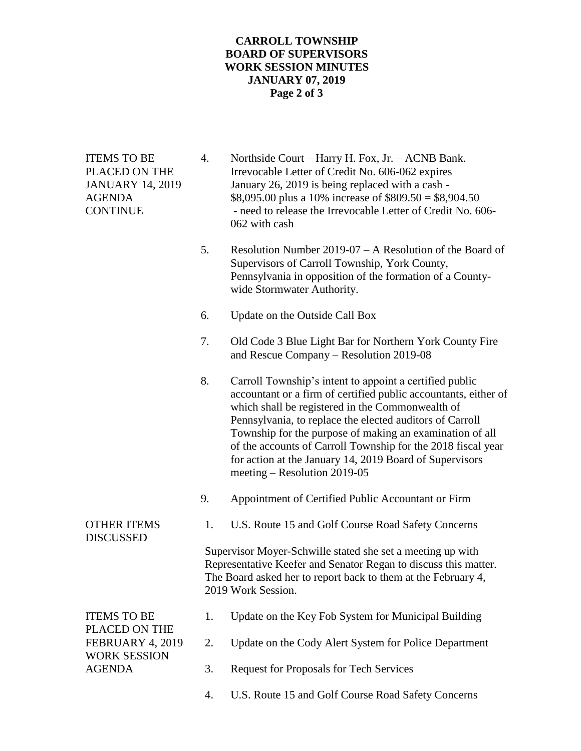**ITEMS TO BE PLACED ON THE JANUARY 14, 2019 AGENDA CONTINUE**

4. Northside Court – Harry H. Fox, Jr. – ACNB Bank. Irrevocable Letter of Credit No. 606-062 expires January 26, 2019 is being replaced with a cash - $8,095.00 plus a 10% increase of $809.50 = $8,904.50 - need to release the Irrevocable Letter of Credit No. 606-062 with cash

5. Resolution Number 2019-07 – A Resolution of the Board of Supervisors of Carroll Township, York County, Pennsylvania in opposition of the formation of a County-wide Stormwater Authority.

6. Update on the Outside Call Box

7. Old Code 3 Blue Light Bar for Northern York County Fire and Rescue Company – Resolution 2019-08

8. Carroll Township's intent to appoint a certified public accountant or a firm of certified public accountants, either of which shall be registered in the Commonwealth of Pennsylvania, to replace the elected auditors of Carroll Township for the purpose of making an examination of all of the accounts of Carroll Township for the 2018 fiscal year for action at the January 14, 2019 Board of Supervisors meeting – Resolution 2019-05

9. Appointment of Certified Public Accountant or Firm

**OTHER ITEMS DISCUSSED**

1. U.S. Route 15 and Golf Course Road Safety Concerns

Supervisor Moyer-Schwille stated she set a meeting up with Representative Keefer and Senator Regan to discuss this matter. The Board asked her to report back to them at the February 4, 2019 Work Session.

**ITEMS TO BE PLACED ON THE FEBRUARY 4, 2019 WORK SESSION AGENDA**

1. Update on the Key Fob System for Municipal Building
2. Update on the Cody Alert System for Police Department
3. Request for Proposals for Tech Services
4. U.S. Route 15 and Golf Course Road Safety Concerns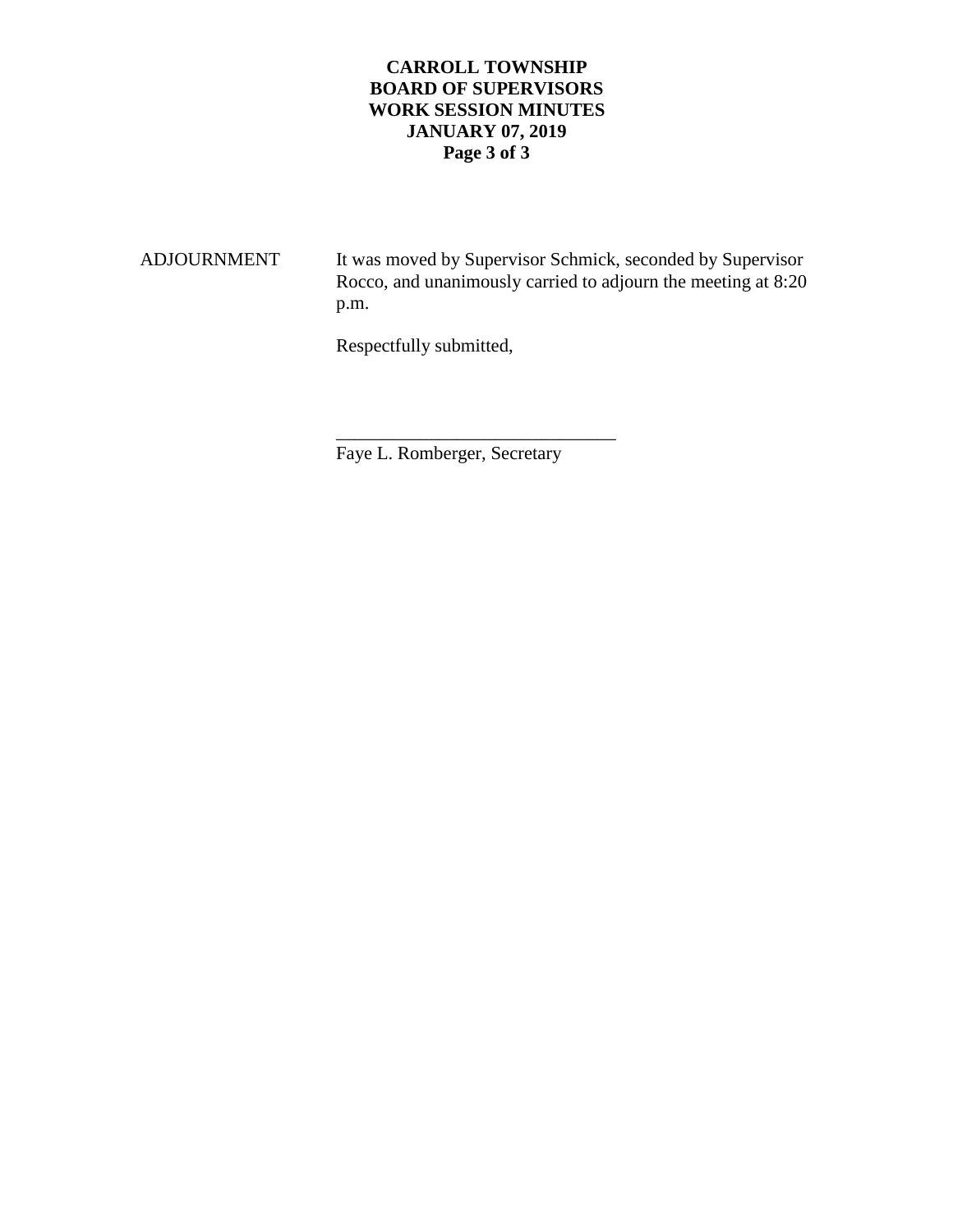ADJOURNMENT

It was moved by Supervisor Schmick, seconded by Supervisor Rocco, and unanimously carried to adjourn the meeting at 8:20 p.m.

Respectfully submitted,

_______________________________

Faye L. Romberger, Secretary